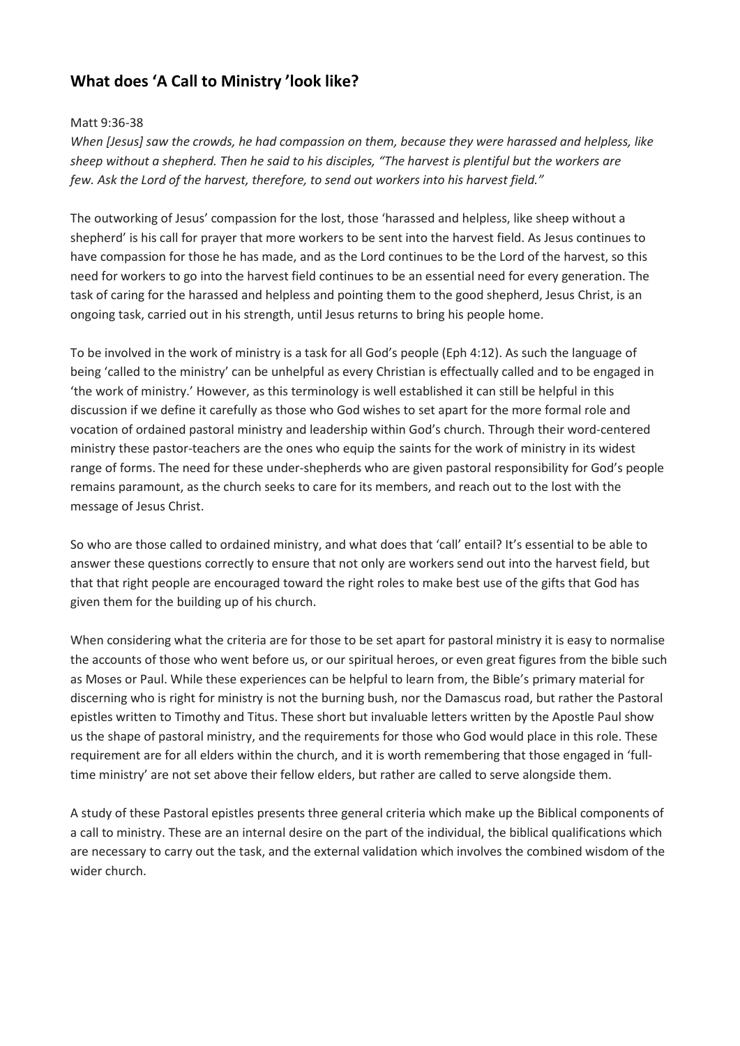## What does 'A Call to Ministry 'look like?

Matt 9:36-38

*When [Jesus] saw the crowds, he had compassion on them, because they were harassed and helpless, like sheep without a shepherd. Then he said to his disciples, "The harvest is plentiful but the workers are few. Ask the Lord of the harvest, therefore, to send out workers into his harvest field."*

The outworking of Jesus' compassion for the lost, those 'harassed and helpless, like sheep without a shepherd' is his call for prayer that more workers to be sent into the harvest field. As Jesus continues to have compassion for those he has made, and as the Lord continues to be the Lord of the harvest, so this need for workers to go into the harvest field continues to be an essential need for every generation. The task of caring for the harassed and helpless and pointing them to the good shepherd, Jesus Christ, is an ongoing task, carried out in his strength, until Jesus returns to bring his people home.

To be involved in the work of ministry is a task for all God's people (Eph 4:12). As such the language of being 'called to the ministry' can be unhelpful as every Christian is effectually called and to be engaged in 'the work of ministry.' However, as this terminology is well established it can still be helpful in this discussion if we define it carefully as those who God wishes to set apart for the more formal role and vocation of ordained pastoral ministry and leadership within God's church. Through their word-centered ministry these pastor-teachers are the ones who equip the saints for the work of ministry in its widest range of forms. The need for these under-shepherds who are given pastoral responsibility for God's people remains paramount, as the church seeks to care for its members, and reach out to the lost with the message of Jesus Christ.

So who are those called to ordained ministry, and what does that 'call' entail? It's essential to be able to answer these questions correctly to ensure that not only are workers send out into the harvest field, but that that right people are encouraged toward the right roles to make best use of the gifts that God has given them for the building up of his church.

When considering what the criteria are for those to be set apart for pastoral ministry it is easy to normalise the accounts of those who went before us, or our spiritual heroes, or even great figures from the bible such as Moses or Paul. While these experiences can be helpful to learn from, the Bible's primary material for discerning who is right for ministry is not the burning bush, nor the Damascus road, but rather the Pastoral epistles written to Timothy and Titus. These short but invaluable letters written by the Apostle Paul show us the shape of pastoral ministry, and the requirements for those who God would place in this role. These requirement are for all elders within the church, and it is worth remembering that those engaged in 'full-time ministry' are not set above their fellow elders, but rather are called to serve alongside them.

A study of these Pastoral epistles presents three general criteria which make up the Biblical components of a call to ministry. These are an internal desire on the part of the individual, the biblical qualifications which are necessary to carry out the task, and the external validation which involves the combined wisdom of the wider church.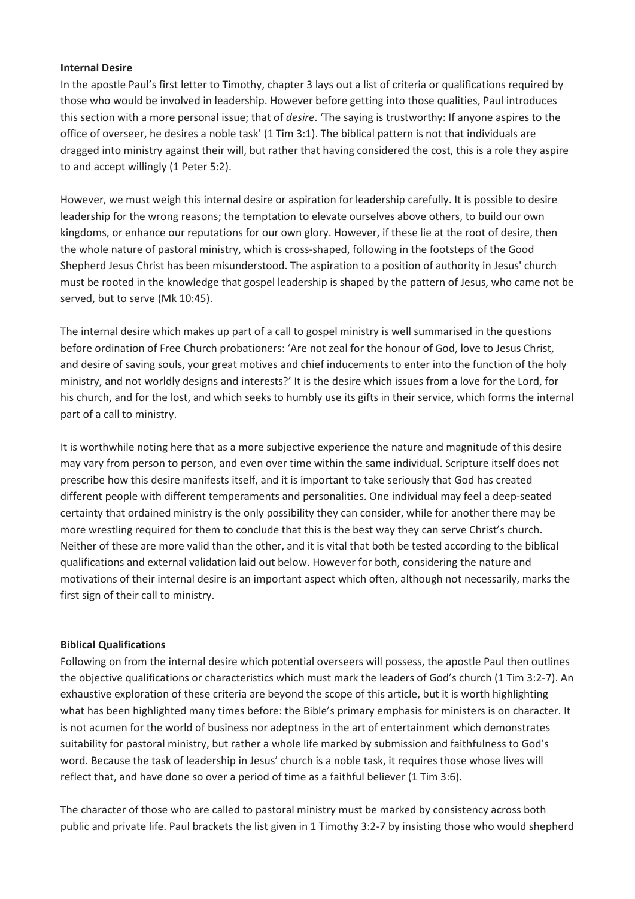**Internal Desire**

In the apostle Paul's first letter to Timothy, chapter 3 lays out a list of criteria or qualifications required by those who would be involved in leadership. However before getting into those qualities, Paul introduces this section with a more personal issue; that of *desire*. 'The saying is trustworthy: If anyone aspires to the office of overseer, he desires a noble task' (1 Tim 3:1). The biblical pattern is not that individuals are dragged into ministry against their will, but rather that having considered the cost, this is a role they aspire to and accept willingly (1 Peter 5:2).

However, we must weigh this internal desire or aspiration for leadership carefully. It is possible to desire leadership for the wrong reasons; the temptation to elevate ourselves above others, to build our own kingdoms, or enhance our reputations for our own glory. However, if these lie at the root of desire, then the whole nature of pastoral ministry, which is cross-shaped, following in the footsteps of the Good Shepherd Jesus Christ has been misunderstood. The aspiration to a position of authority in Jesus' church must be rooted in the knowledge that gospel leadership is shaped by the pattern of Jesus, who came not be served, but to serve (Mk 10:45).

The internal desire which makes up part of a call to gospel ministry is well summarised in the questions before ordination of Free Church probationers: 'Are not zeal for the honour of God, love to Jesus Christ, and desire of saving souls, your great motives and chief inducements to enter into the function of the holy ministry, and not worldly designs and interests?' It is the desire which issues from a love for the Lord, for his church, and for the lost, and which seeks to humbly use its gifts in their service, which forms the internal part of a call to ministry.

It is worthwhile noting here that as a more subjective experience the nature and magnitude of this desire may vary from person to person, and even over time within the same individual. Scripture itself does not prescribe how this desire manifests itself, and it is important to take seriously that God has created different people with different temperaments and personalities. One individual may feel a deep-seated certainty that ordained ministry is the only possibility they can consider, while for another there may be more wrestling required for them to conclude that this is the best way they can serve Christ's church. Neither of these are more valid than the other, and it is vital that both be tested according to the biblical qualifications and external validation laid out below. However for both, considering the nature and motivations of their internal desire is an important aspect which often, although not necessarily, marks the first sign of their call to ministry.

**Biblical Qualifications**

Following on from the internal desire which potential overseers will possess, the apostle Paul then outlines the objective qualifications or characteristics which must mark the leaders of God's church (1 Tim 3:2-7). An exhaustive exploration of these criteria are beyond the scope of this article, but it is worth highlighting what has been highlighted many times before: the Bible's primary emphasis for ministers is on character. It is not acumen for the world of business nor adeptness in the art of entertainment which demonstrates suitability for pastoral ministry, but rather a whole life marked by submission and faithfulness to God's word. Because the task of leadership in Jesus' church is a noble task, it requires those whose lives will reflect that, and have done so over a period of time as a faithful believer (1 Tim 3:6).

The character of those who are called to pastoral ministry must be marked by consistency across both public and private life. Paul brackets the list given in 1 Timothy 3:2-7 by insisting those who would shepherd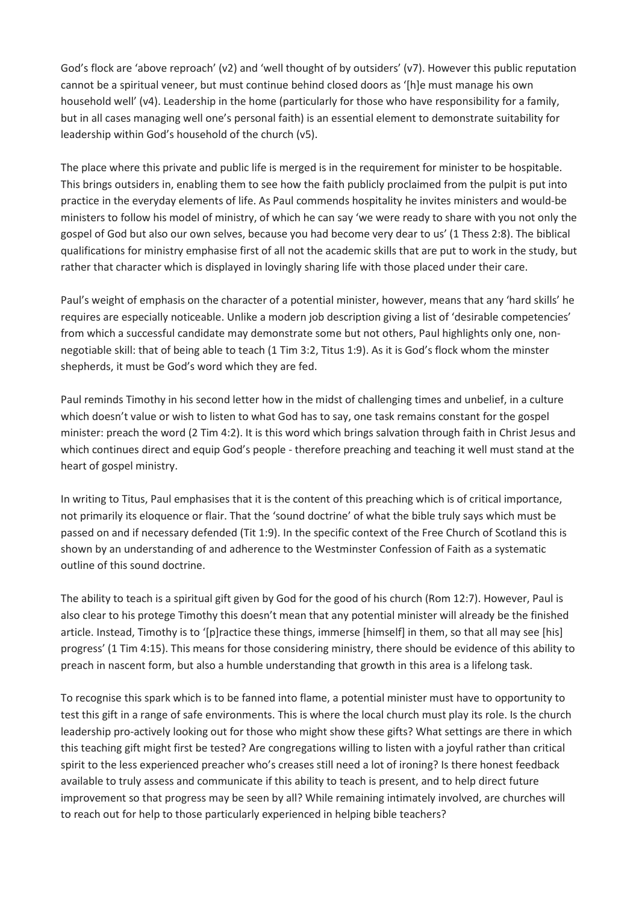God's flock are 'above reproach' (v2) and 'well thought of by outsiders' (v7). However this public reputation cannot be a spiritual veneer, but must continue behind closed doors as '[h]e must manage his own household well' (v4). Leadership in the home (particularly for those who have responsibility for a family, but in all cases managing well one's personal faith) is an essential element to demonstrate suitability for leadership within God's household of the church (v5).

The place where this private and public life is merged is in the requirement for minister to be hospitable. This brings outsiders in, enabling them to see how the faith publicly proclaimed from the pulpit is put into practice in the everyday elements of life. As Paul commends hospitality he invites ministers and would-be ministers to follow his model of ministry, of which he can say 'we were ready to share with you not only the gospel of God but also our own selves, because you had become very dear to us' (1 Thess 2:8). The biblical qualifications for ministry emphasise first of all not the academic skills that are put to work in the study, but rather that character which is displayed in lovingly sharing life with those placed under their care.

Paul's weight of emphasis on the character of a potential minister, however, means that any 'hard skills' he requires are especially noticeable. Unlike a modern job description giving a list of 'desirable competencies' from which a successful candidate may demonstrate some but not others, Paul highlights only one, non-negotiable skill: that of being able to teach (1 Tim 3:2, Titus 1:9). As it is God's flock whom the minster shepherds, it must be God's word which they are fed.

Paul reminds Timothy in his second letter how in the midst of challenging times and unbelief, in a culture which doesn't value or wish to listen to what God has to say, one task remains constant for the gospel minister: preach the word (2 Tim 4:2). It is this word which brings salvation through faith in Christ Jesus and which continues direct and equip God's people - therefore preaching and teaching it well must stand at the heart of gospel ministry.

In writing to Titus, Paul emphasises that it is the content of this preaching which is of critical importance, not primarily its eloquence or flair. That the 'sound doctrine' of what the bible truly says which must be passed on and if necessary defended (Tit 1:9). In the specific context of the Free Church of Scotland this is shown by an understanding of and adherence to the Westminster Confession of Faith as a systematic outline of this sound doctrine.

The ability to teach is a spiritual gift given by God for the good of his church (Rom 12:7). However, Paul is also clear to his protege Timothy this doesn't mean that any potential minister will already be the finished article. Instead, Timothy is to '[p]ractice these things, immerse [himself] in them, so that all may see [his] progress' (1 Tim 4:15). This means for those considering ministry, there should be evidence of this ability to preach in nascent form, but also a humble understanding that growth in this area is a lifelong task.

To recognise this spark which is to be fanned into flame, a potential minister must have to opportunity to test this gift in a range of safe environments. This is where the local church must play its role. Is the church leadership pro-actively looking out for those who might show these gifts? What settings are there in which this teaching gift might first be tested? Are congregations willing to listen with a joyful rather than critical spirit to the less experienced preacher who's creases still need a lot of ironing? Is there honest feedback available to truly assess and communicate if this ability to teach is present, and to help direct future improvement so that progress may be seen by all? While remaining intimately involved, are churches will to reach out for help to those particularly experienced in helping bible teachers?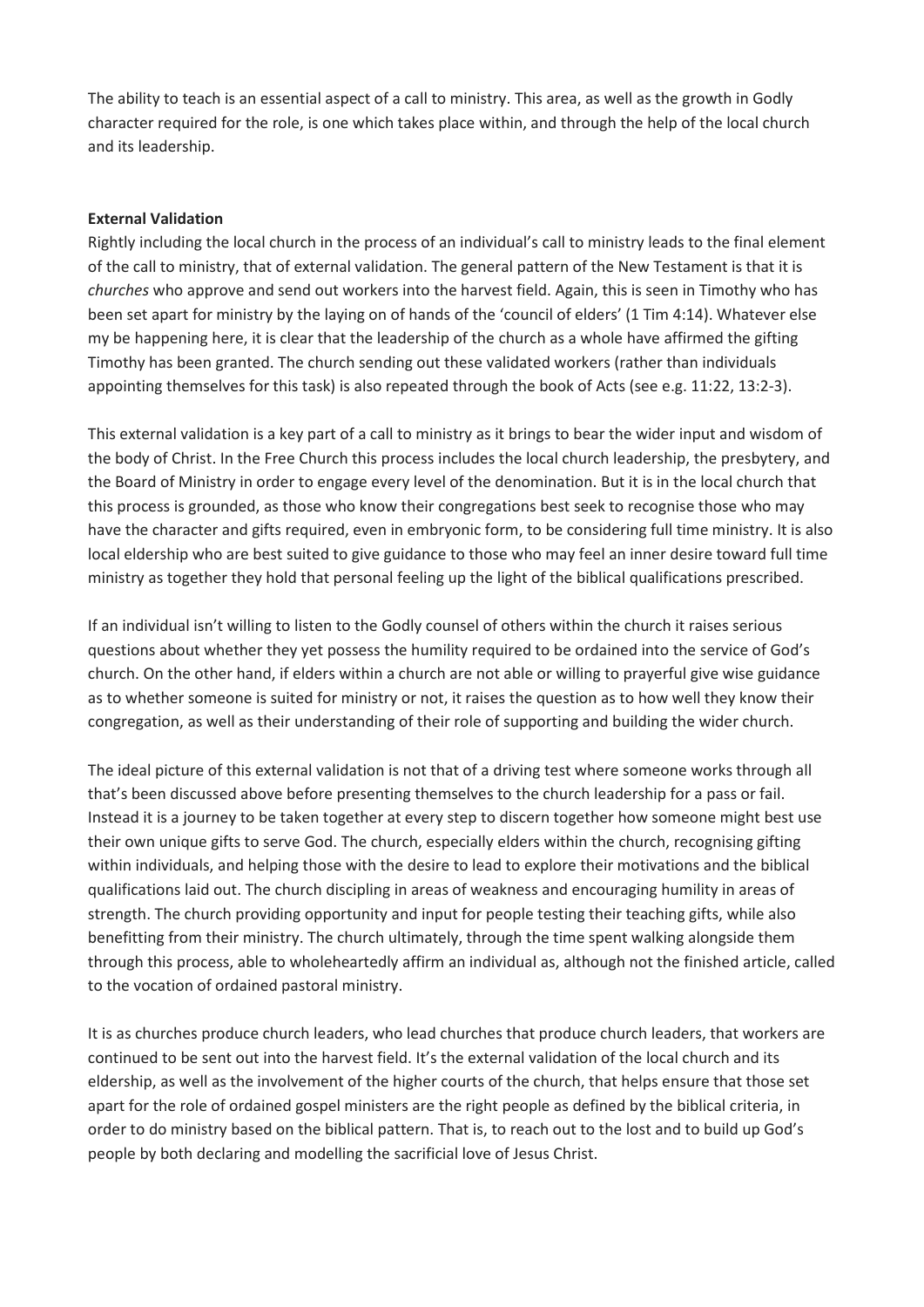The ability to teach is an essential aspect of a call to ministry. This area, as well as the growth in Godly character required for the role, is one which takes place within, and through the help of the local church and its leadership.

**External Validation**

Rightly including the local church in the process of an individual's call to ministry leads to the final element of the call to ministry, that of external validation. The general pattern of the New Testament is that it is *churches* who approve and send out workers into the harvest field. Again, this is seen in Timothy who has been set apart for ministry by the laying on of hands of the 'council of elders' (1 Tim 4:14). Whatever else my be happening here, it is clear that the leadership of the church as a whole have affirmed the gifting Timothy has been granted. The church sending out these validated workers (rather than individuals appointing themselves for this task) is also repeated through the book of Acts (see e.g. 11:22, 13:2-3).

This external validation is a key part of a call to ministry as it brings to bear the wider input and wisdom of the body of Christ. In the Free Church this process includes the local church leadership, the presbytery, and the Board of Ministry in order to engage every level of the denomination. But it is in the local church that this process is grounded, as those who know their congregations best seek to recognise those who may have the character and gifts required, even in embryonic form, to be considering full time ministry. It is also local eldership who are best suited to give guidance to those who may feel an inner desire toward full time ministry as together they hold that personal feeling up the light of the biblical qualifications prescribed.

If an individual isn't willing to listen to the Godly counsel of others within the church it raises serious questions about whether they yet possess the humility required to be ordained into the service of God's church. On the other hand, if elders within a church are not able or willing to prayerful give wise guidance as to whether someone is suited for ministry or not, it raises the question as to how well they know their congregation, as well as their understanding of their role of supporting and building the wider church.

The ideal picture of this external validation is not that of a driving test where someone works through all that's been discussed above before presenting themselves to the church leadership for a pass or fail. Instead it is a journey to be taken together at every step to discern together how someone might best use their own unique gifts to serve God. The church, especially elders within the church, recognising gifting within individuals, and helping those with the desire to lead to explore their motivations and the biblical qualifications laid out. The church discipling in areas of weakness and encouraging humility in areas of strength. The church providing opportunity and input for people testing their teaching gifts, while also benefitting from their ministry. The church ultimately, through the time spent walking alongside them through this process, able to wholeheartedly affirm an individual as, although not the finished article, called to the vocation of ordained pastoral ministry.

It is as churches produce church leaders, who lead churches that produce church leaders, that workers are continued to be sent out into the harvest field. It's the external validation of the local church and its eldership, as well as the involvement of the higher courts of the church, that helps ensure that those set apart for the role of ordained gospel ministers are the right people as defined by the biblical criteria, in order to do ministry based on the biblical pattern. That is, to reach out to the lost and to build up God's people by both declaring and modelling the sacrificial love of Jesus Christ.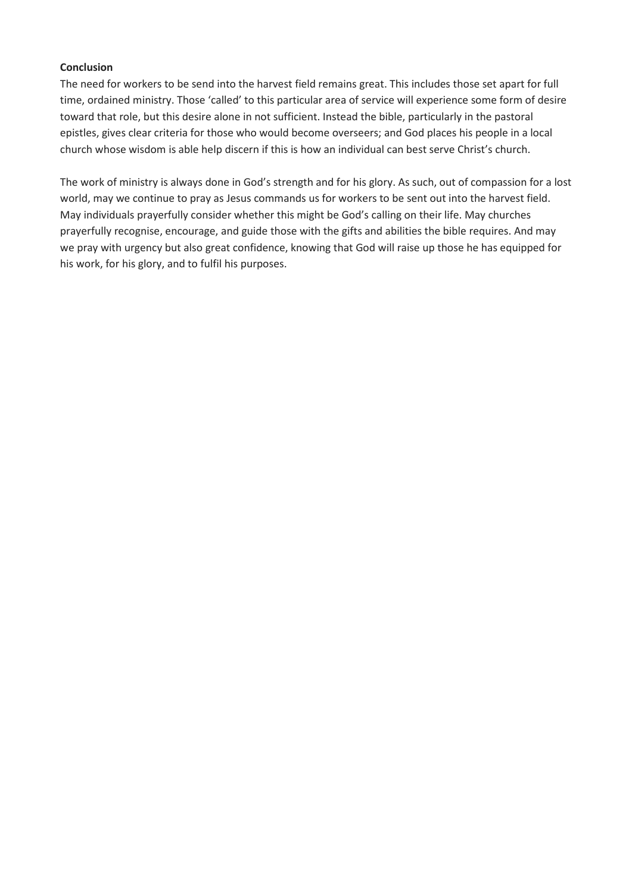**Conclusion**

The need for workers to be send into the harvest field remains great. This includes those set apart for full time, ordained ministry. Those 'called' to this particular area of service will experience some form of desire toward that role, but this desire alone in not sufficient. Instead the bible, particularly in the pastoral epistles, gives clear criteria for those who would become overseers; and God places his people in a local church whose wisdom is able help discern if this is how an individual can best serve Christ's church.

The work of ministry is always done in God's strength and for his glory. As such, out of compassion for a lost world, may we continue to pray as Jesus commands us for workers to be sent out into the harvest field. May individuals prayerfully consider whether this might be God's calling on their life. May churches prayerfully recognise, encourage, and guide those with the gifts and abilities the bible requires. And may we pray with urgency but also great confidence, knowing that God will raise up those he has equipped for his work, for his glory, and to fulfil his purposes.